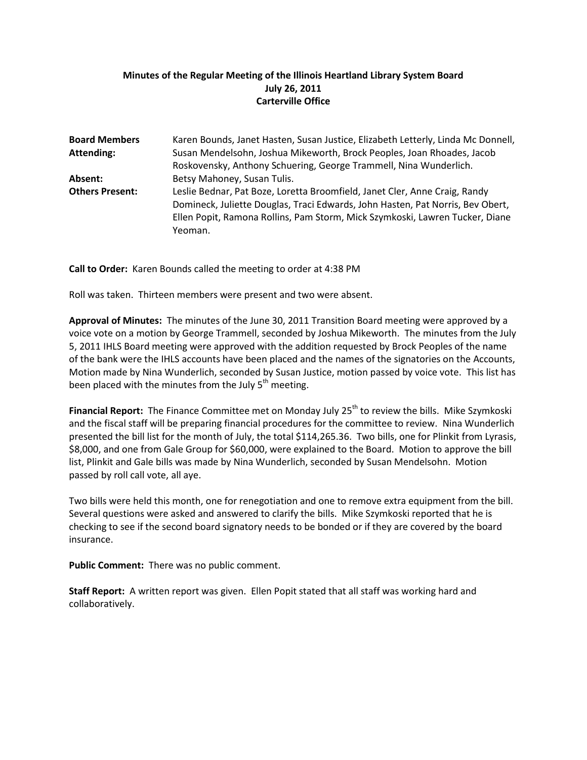**Minutes of the Regular Meeting of the Illinois Heartland Library System Board**
**July 26, 2011**
**Carterville Office**

| | |
|---|---|
| **Board Members Attending:** | Karen Bounds, Janet Hasten, Susan Justice, Elizabeth Letterly, Linda Mc Donnell, Susan Mendelsohn, Joshua Mikeworth, Brock Peoples, Joan Rhoades, Jacob Roskovensky, Anthony Schuering, George Trammell, Nina Wunderlich. |
| **Absent:** | Betsy Mahoney, Susan Tulis. |
| **Others Present:** | Leslie Bednar, Pat Boze, Loretta Broomfield, Janet Cler, Anne Craig, Randy Domineck, Juliette Douglas, Traci Edwards, John Hasten, Pat Norris, Bev Obert, Ellen Popit, Ramona Rollins, Pam Storm, Mick Szymkoski, Lawren Tucker, Diane Yeoman. |

**Call to Order:** Karen Bounds called the meeting to order at 4:38 PM

Roll was taken. Thirteen members were present and two were absent.

**Approval of Minutes:** The minutes of the June 30, 2011 Transition Board meeting were approved by a voice vote on a motion by George Trammell, seconded by Joshua Mikeworth. The minutes from the July 5, 2011 IHLS Board meeting were approved with the addition requested by Brock Peoples of the name of the bank were the IHLS accounts have been placed and the names of the signatories on the Accounts, Motion made by Nina Wunderlich, seconded by Susan Justice, motion passed by voice vote. This list has been placed with the minutes from the July 5th meeting.

**Financial Report:** The Finance Committee met on Monday July 25th to review the bills. Mike Szymkoski and the fiscal staff will be preparing financial procedures for the committee to review. Nina Wunderlich presented the bill list for the month of July, the total $114,265.36. Two bills, one for Plinkit from Lyrasis, $8,000, and one from Gale Group for $60,000, were explained to the Board. Motion to approve the bill list, Plinkit and Gale bills was made by Nina Wunderlich, seconded by Susan Mendelsohn. Motion passed by roll call vote, all aye.

Two bills were held this month, one for renegotiation and one to remove extra equipment from the bill. Several questions were asked and answered to clarify the bills. Mike Szymkoski reported that he is checking to see if the second board signatory needs to be bonded or if they are covered by the board insurance.

**Public Comment:** There was no public comment.

**Staff Report:** A written report was given. Ellen Popit stated that all staff was working hard and collaboratively.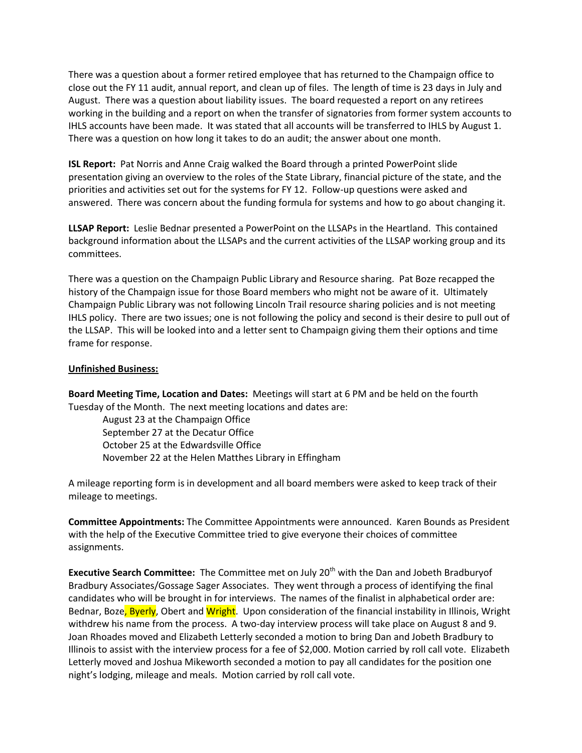There was a question about a former retired employee that has returned to the Champaign office to close out the FY 11 audit, annual report, and clean up of files. The length of time is 23 days in July and August. There was a question about liability issues. The board requested a report on any retirees working in the building and a report on when the transfer of signatories from former system accounts to IHLS accounts have been made. It was stated that all accounts will be transferred to IHLS by August 1. There was a question on how long it takes to do an audit; the answer about one month.

**ISL Report:** Pat Norris and Anne Craig walked the Board through a printed PowerPoint slide presentation giving an overview to the roles of the State Library, financial picture of the state, and the priorities and activities set out for the systems for FY 12. Follow-up questions were asked and answered. There was concern about the funding formula for systems and how to go about changing it.

**LLSAP Report:** Leslie Bednar presented a PowerPoint on the LLSAPs in the Heartland. This contained background information about the LLSAPs and the current activities of the LLSAP working group and its committees.

There was a question on the Champaign Public Library and Resource sharing. Pat Boze recapped the history of the Champaign issue for those Board members who might not be aware of it. Ultimately Champaign Public Library was not following Lincoln Trail resource sharing policies and is not meeting IHLS policy. There are two issues; one is not following the policy and second is their desire to pull out of the LLSAP. This will be looked into and a letter sent to Champaign giving them their options and time frame for response.

**Unfinished Business:**

**Board Meeting Time, Location and Dates:** Meetings will start at 6 PM and be held on the fourth Tuesday of the Month. The next meeting locations and dates are:

August 23 at the Champaign Office
September 27 at the Decatur Office
October 25 at the Edwardsville Office
November 22 at the Helen Matthes Library in Effingham

A mileage reporting form is in development and all board members were asked to keep track of their mileage to meetings.

**Committee Appointments:** The Committee Appointments were announced. Karen Bounds as President with the help of the Executive Committee tried to give everyone their choices of committee assignments.

**Executive Search Committee:** The Committee met on July 20th with the Dan and Jobeth Bradburyof Bradbury Associates/Gossage Sager Associates. They went through a process of identifying the final candidates who will be brought in for interviews. The names of the finalist in alphabetical order are: Bednar, Boze, Byerly, Obert and Wright. Upon consideration of the financial instability in Illinois, Wright withdrew his name from the process. A two-day interview process will take place on August 8 and 9. Joan Rhoades moved and Elizabeth Letterly seconded a motion to bring Dan and Jobeth Bradbury to Illinois to assist with the interview process for a fee of $2,000. Motion carried by roll call vote. Elizabeth Letterly moved and Joshua Mikeworth seconded a motion to pay all candidates for the position one night's lodging, mileage and meals. Motion carried by roll call vote.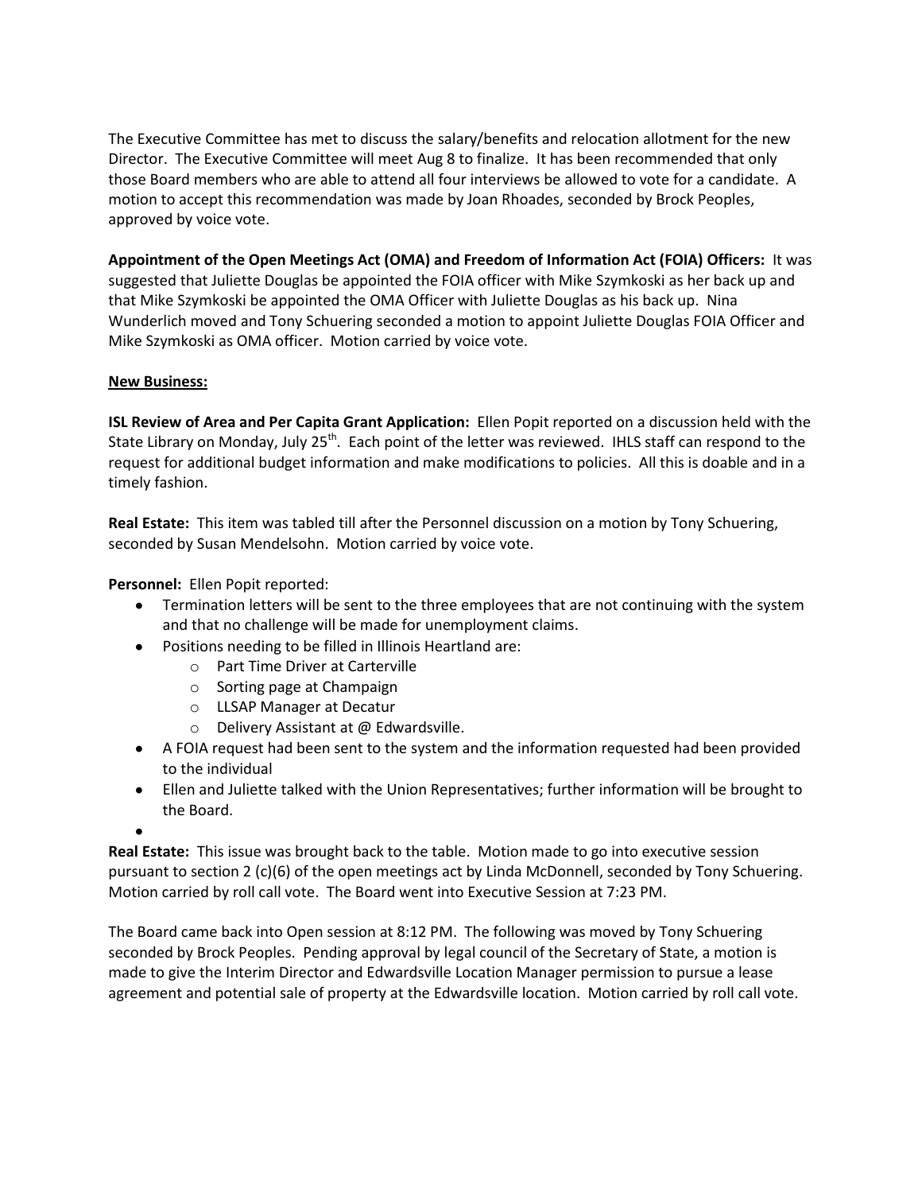The Executive Committee has met to discuss the salary/benefits and relocation allotment for the new Director. The Executive Committee will meet Aug 8 to finalize. It has been recommended that only those Board members who are able to attend all four interviews be allowed to vote for a candidate. A motion to accept this recommendation was made by Joan Rhoades, seconded by Brock Peoples, approved by voice vote.

**Appointment of the Open Meetings Act (OMA) and Freedom of Information Act (FOIA) Officers:** It was suggested that Juliette Douglas be appointed the FOIA officer with Mike Szymkoski as her back up and that Mike Szymkoski be appointed the OMA Officer with Juliette Douglas as his back up. Nina Wunderlich moved and Tony Schuering seconded a motion to appoint Juliette Douglas FOIA Officer and Mike Szymkoski as OMA officer. Motion carried by voice vote.

**New Business:**

**ISL Review of Area and Per Capita Grant Application:** Ellen Popit reported on a discussion held with the State Library on Monday, July 25th. Each point of the letter was reviewed. IHLS staff can respond to the request for additional budget information and make modifications to policies. All this is doable and in a timely fashion.

**Real Estate:** This item was tabled till after the Personnel discussion on a motion by Tony Schuering, seconded by Susan Mendelsohn. Motion carried by voice vote.

**Personnel:** Ellen Popit reported:

- Termination letters will be sent to the three employees that are not continuing with the system and that no challenge will be made for unemployment claims.
- Positions needing to be filled in Illinois Heartland are:
  - Part Time Driver at Carterville
  - Sorting page at Champaign
  - LLSAP Manager at Decatur
  - Delivery Assistant at @ Edwardsville.
- A FOIA request had been sent to the system and the information requested had been provided to the individual
- Ellen and Juliette talked with the Union Representatives; further information will be brought to the Board.

**Real Estate:** This issue was brought back to the table. Motion made to go into executive session pursuant to section 2 (c)(6) of the open meetings act by Linda McDonnell, seconded by Tony Schuering. Motion carried by roll call vote. The Board went into Executive Session at 7:23 PM.

The Board came back into Open session at 8:12 PM. The following was moved by Tony Schuering seconded by Brock Peoples. Pending approval by legal council of the Secretary of State, a motion is made to give the Interim Director and Edwardsville Location Manager permission to pursue a lease agreement and potential sale of property at the Edwardsville location. Motion carried by roll call vote.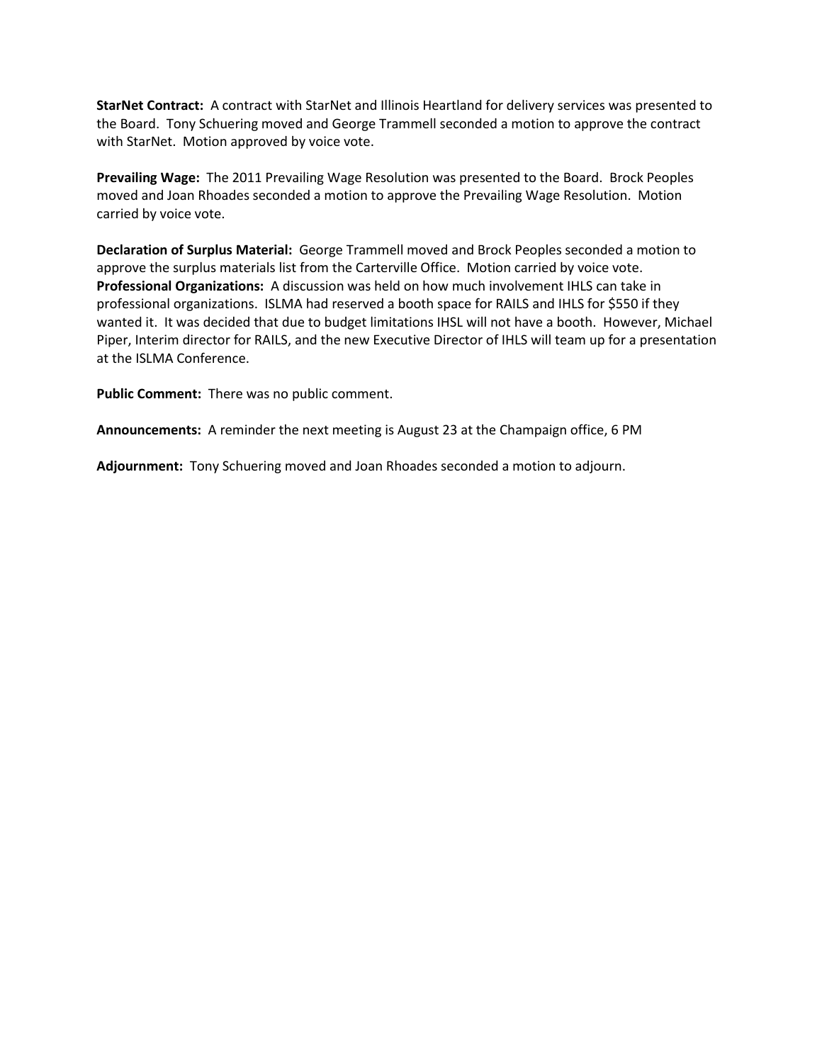**StarNet Contract:** A contract with StarNet and Illinois Heartland for delivery services was presented to the Board. Tony Schuering moved and George Trammell seconded a motion to approve the contract with StarNet. Motion approved by voice vote.

**Prevailing Wage:** The 2011 Prevailing Wage Resolution was presented to the Board. Brock Peoples moved and Joan Rhoades seconded a motion to approve the Prevailing Wage Resolution. Motion carried by voice vote.

**Declaration of Surplus Material:** George Trammell moved and Brock Peoples seconded a motion to approve the surplus materials list from the Carterville Office. Motion carried by voice vote.
**Professional Organizations:** A discussion was held on how much involvement IHLS can take in professional organizations. ISLMA had reserved a booth space for RAILS and IHLS for $550 if they wanted it. It was decided that due to budget limitations IHSL will not have a booth. However, Michael Piper, Interim director for RAILS, and the new Executive Director of IHLS will team up for a presentation at the ISLMA Conference.

**Public Comment:** There was no public comment.

**Announcements:** A reminder the next meeting is August 23 at the Champaign office, 6 PM

**Adjournment:** Tony Schuering moved and Joan Rhoades seconded a motion to adjourn.